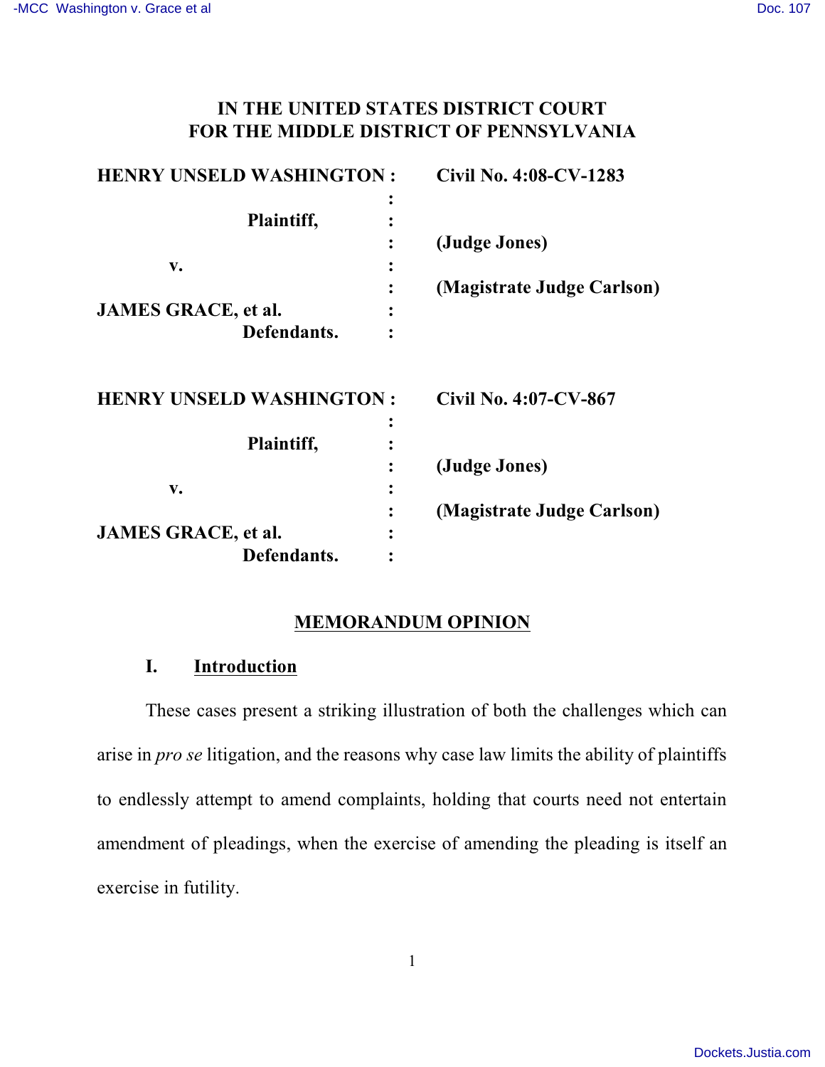# IN THE UNITED STATES DISTRICT COURT FOR THE MIDDLE DISTRICT OF PENNSYLVANIA

| | | |
|---|---|---|
| **HENRY UNSELD WASHINGTON,** | : | **Civil No. 4:08-CV-1283** |
| **Plaintiff,** | : | **(Judge Jones)** |
| **v.** | : | **(Magistrate Judge Carlson)** |
| **JAMES GRACE, et al. Defendants.** | : | |

| | | |
|---|---|---|
| **HENRY UNSELD WASHINGTON,** | : | **Civil No. 4:07-CV-867** |
| **Plaintiff,** | : | **(Judge Jones)** |
| **v.** | : | **(Magistrate Judge Carlson)** |
| **JAMES GRACE, et al. Defendants.** | : | |

## MEMORANDUM OPINION

### I. Introduction

These cases present a striking illustration of both the challenges which can arise in *pro se* litigation, and the reasons why case law limits the ability of plaintiffs to endlessly attempt to amend complaints, holding that courts need not entertain amendment of pleadings, when the exercise of amending the pleading is itself an exercise in futility.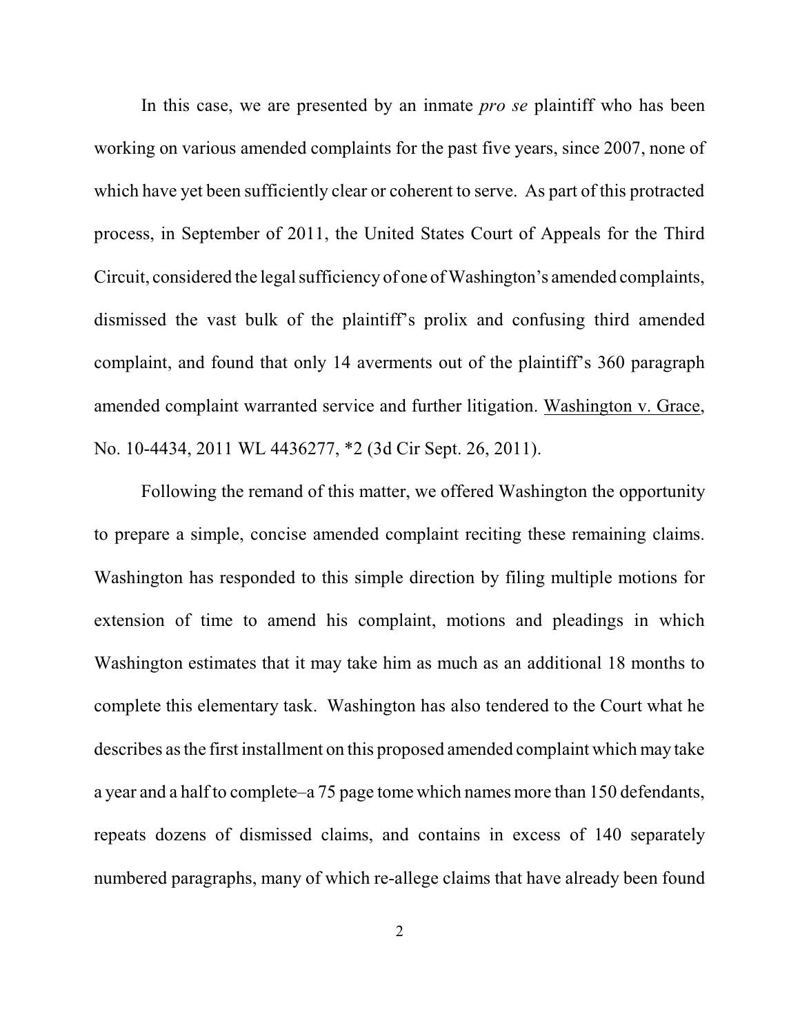In this case, we are presented by an inmate *pro se* plaintiff who has been working on various amended complaints for the past five years, since 2007, none of which have yet been sufficiently clear or coherent to serve. As part of this protracted process, in September of 2011, the United States Court of Appeals for the Third Circuit, considered the legal sufficiency of one of Washington's amended complaints, dismissed the vast bulk of the plaintiff's prolix and confusing third amended complaint, and found that only 14 averments out of the plaintiff's 360 paragraph amended complaint warranted service and further litigation. Washington v. Grace, No. 10-4434, 2011 WL 4436277, *2 (3d Cir Sept. 26, 2011).

Following the remand of this matter, we offered Washington the opportunity to prepare a simple, concise amended complaint reciting these remaining claims. Washington has responded to this simple direction by filing multiple motions for extension of time to amend his complaint, motions and pleadings in which Washington estimates that it may take him as much as an additional 18 months to complete this elementary task. Washington has also tendered to the Court what he describes as the first installment on this proposed amended complaint which may take a year and a half to complete–a 75 page tome which names more than 150 defendants, repeats dozens of dismissed claims, and contains in excess of 140 separately numbered paragraphs, many of which re-allege claims that have already been found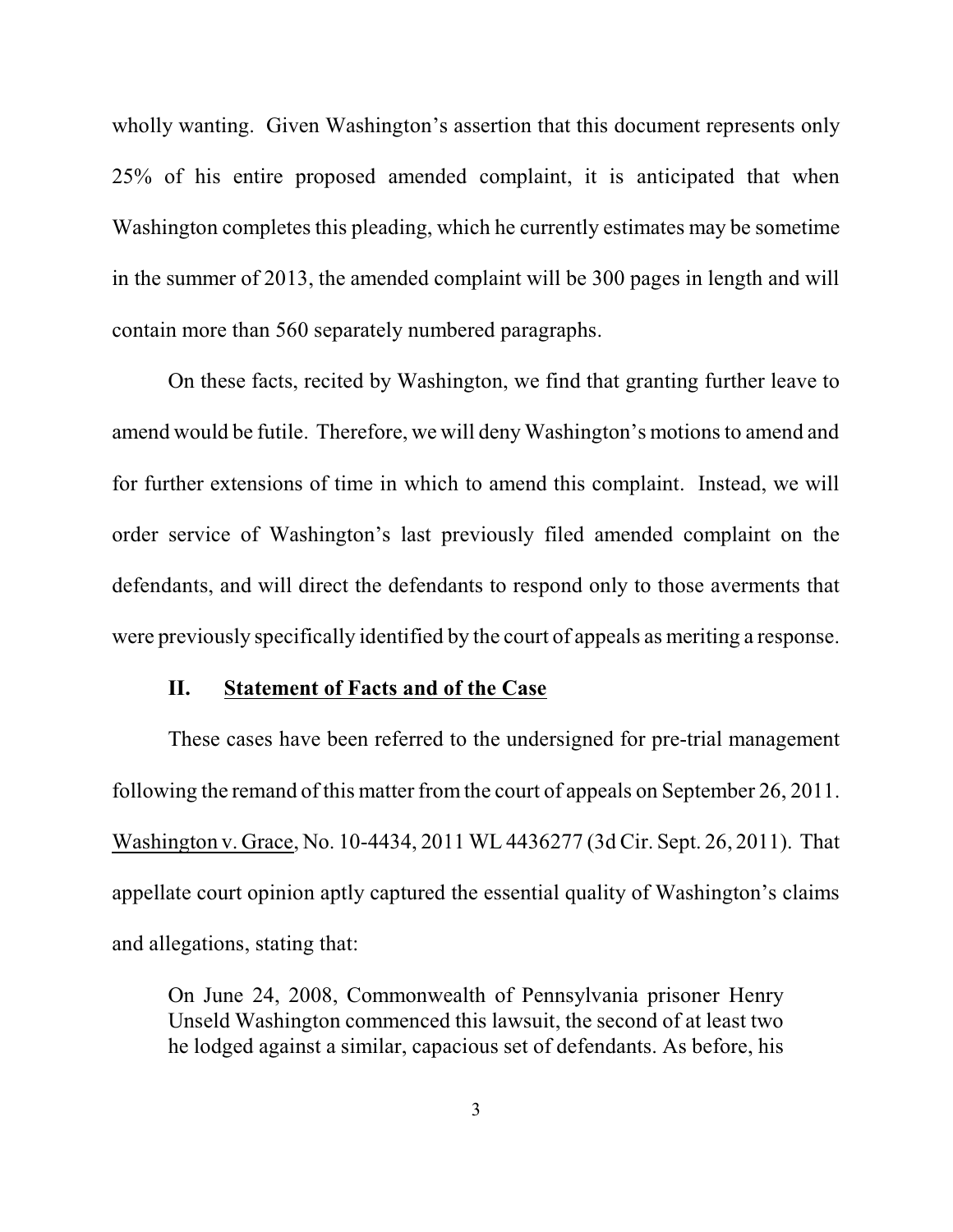wholly wanting. Given Washington's assertion that this document represents only 25% of his entire proposed amended complaint, it is anticipated that when Washington completes this pleading, which he currently estimates may be sometime in the summer of 2013, the amended complaint will be 300 pages in length and will contain more than 560 separately numbered paragraphs.

On these facts, recited by Washington, we find that granting further leave to amend would be futile. Therefore, we will deny Washington's motions to amend and for further extensions of time in which to amend this complaint. Instead, we will order service of Washington's last previously filed amended complaint on the defendants, and will direct the defendants to respond only to those averments that were previously specifically identified by the court of appeals as meriting a response.

## II. Statement of Facts and of the Case

These cases have been referred to the undersigned for pre-trial management following the remand of this matter from the court of appeals on September 26, 2011. Washington v. Grace, No. 10-4434, 2011 WL 4436277 (3d Cir. Sept. 26, 2011). That appellate court opinion aptly captured the essential quality of Washington's claims and allegations, stating that:

> On June 24, 2008, Commonwealth of Pennsylvania prisoner Henry Unseld Washington commenced this lawsuit, the second of at least two he lodged against a similar, capacious set of defendants. As before, his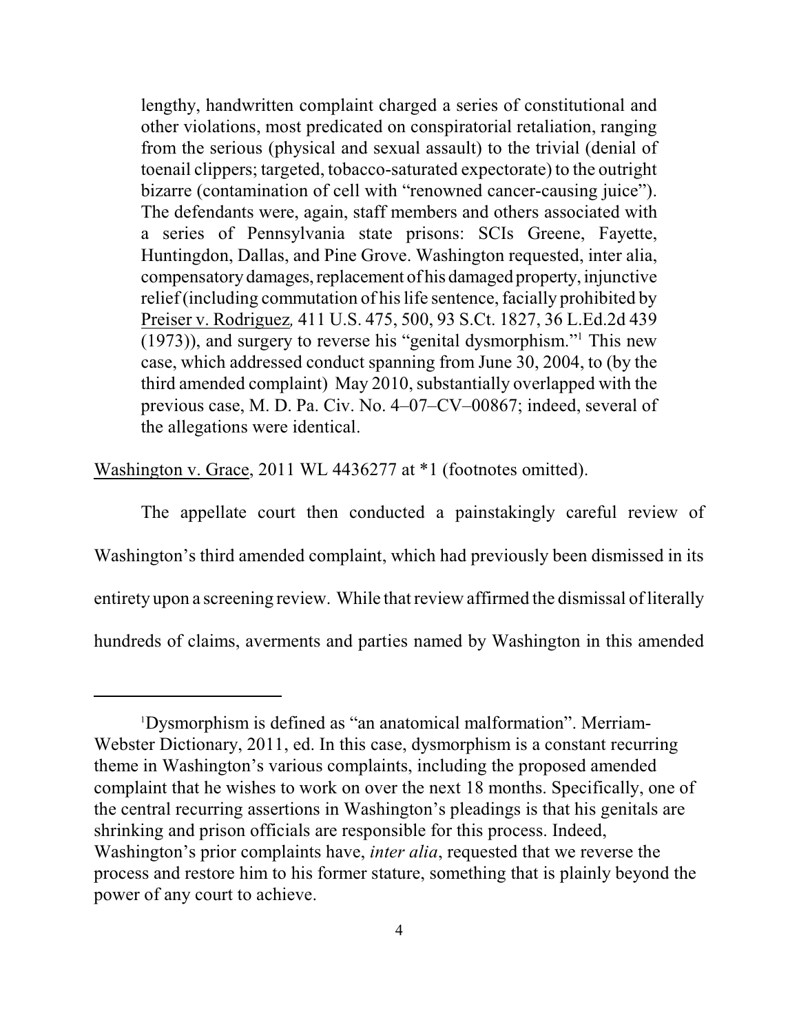lengthy, handwritten complaint charged a series of constitutional and other violations, most predicated on conspiratorial retaliation, ranging from the serious (physical and sexual assault) to the trivial (denial of toenail clippers; targeted, tobacco-saturated expectorate) to the outright bizarre (contamination of cell with "renowned cancer-causing juice"). The defendants were, again, staff members and others associated with a series of Pennsylvania state prisons: SCIs Greene, Fayette, Huntingdon, Dallas, and Pine Grove. Washington requested, inter alia, compensatory damages, replacement of his damaged property, injunctive relief (including commutation of his life sentence, facially prohibited by Preiser v. Rodriguez, 411 U.S. 475, 500, 93 S.Ct. 1827, 36 L.Ed.2d 439 (1973)), and surgery to reverse his "genital dysmorphism."[1] This new case, which addressed conduct spanning from June 30, 2004, to (by the third amended complaint) May 2010, substantially overlapped with the previous case, M. D. Pa. Civ. No. 4–07–CV–00867; indeed, several of the allegations were identical.

Washington v. Grace, 2011 WL 4436277 at *1 (footnotes omitted).

The appellate court then conducted a painstakingly careful review of Washington's third amended complaint, which had previously been dismissed in its entirety upon a screening review. While that review affirmed the dismissal of literally hundreds of claims, averments and parties named by Washington in this amended

---

[1]Dysmorphism is defined as "an anatomical malformation". Merriam-Webster Dictionary, 2011, ed. In this case, dysmorphism is a constant recurring theme in Washington's various complaints, including the proposed amended complaint that he wishes to work on over the next 18 months. Specifically, one of the central recurring assertions in Washington's pleadings is that his genitals are shrinking and prison officials are responsible for this process. Indeed, Washington's prior complaints have, *inter alia*, requested that we reverse the process and restore him to his former stature, something that is plainly beyond the power of any court to achieve.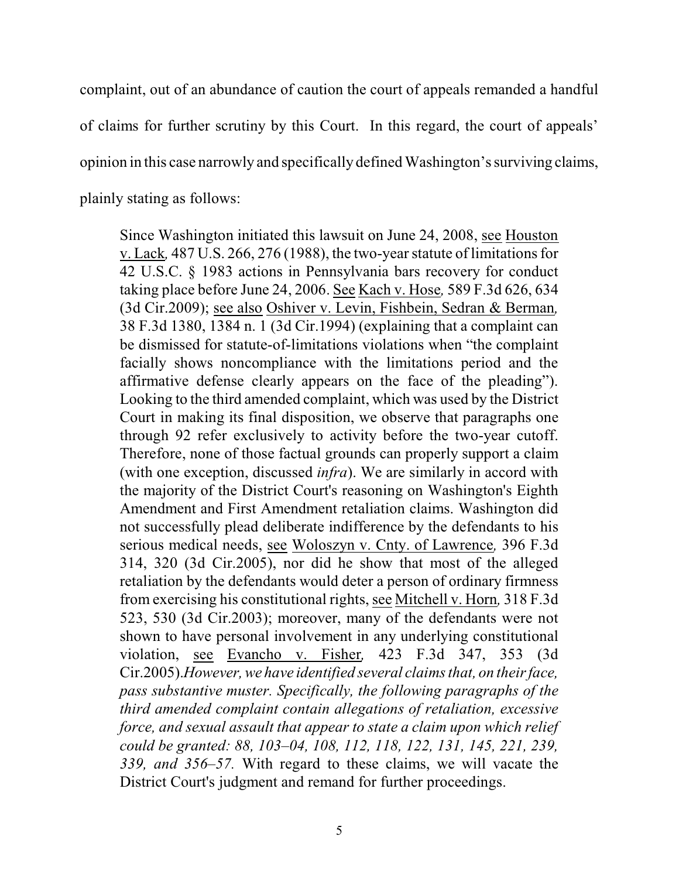complaint, out of an abundance of caution the court of appeals remanded a handful of claims for further scrutiny by this Court. In this regard, the court of appeals' opinion in this case narrowly and specifically defined Washington's surviving claims, plainly stating as follows:

> Since Washington initiated this lawsuit on June 24, 2008, see Houston v. Lack, 487 U.S. 266, 276 (1988), the two-year statute of limitations for 42 U.S.C. § 1983 actions in Pennsylvania bars recovery for conduct taking place before June 24, 2006. See Kach v. Hose, 589 F.3d 626, 634 (3d Cir.2009); see also Oshiver v. Levin, Fishbein, Sedran & Berman, 38 F.3d 1380, 1384 n. 1 (3d Cir.1994) (explaining that a complaint can be dismissed for statute-of-limitations violations when "the complaint facially shows noncompliance with the limitations period and the affirmative defense clearly appears on the face of the pleading"). Looking to the third amended complaint, which was used by the District Court in making its final disposition, we observe that paragraphs one through 92 refer exclusively to activity before the two-year cutoff. Therefore, none of those factual grounds can properly support a claim (with one exception, discussed *infra*). We are similarly in accord with the majority of the District Court's reasoning on Washington's Eighth Amendment and First Amendment retaliation claims. Washington did not successfully plead deliberate indifference by the defendants to his serious medical needs, see Woloszyn v. Cnty. of Lawrence, 396 F.3d 314, 320 (3d Cir.2005), nor did he show that most of the alleged retaliation by the defendants would deter a person of ordinary firmness from exercising his constitutional rights, see Mitchell v. Horn, 318 F.3d 523, 530 (3d Cir.2003); moreover, many of the defendants were not shown to have personal involvement in any underlying constitutional violation, see Evancho v. Fisher, 423 F.3d 347, 353 (3d Cir.2005). *However, we have identified several claims that, on their face, pass substantive muster. Specifically, the following paragraphs of the third amended complaint contain allegations of retaliation, excessive force, and sexual assault that appear to state a claim upon which relief could be granted: 88, 103–04, 108, 112, 118, 122, 131, 145, 221, 239, 339, and 356–57.* With regard to these claims, we will vacate the District Court's judgment and remand for further proceedings.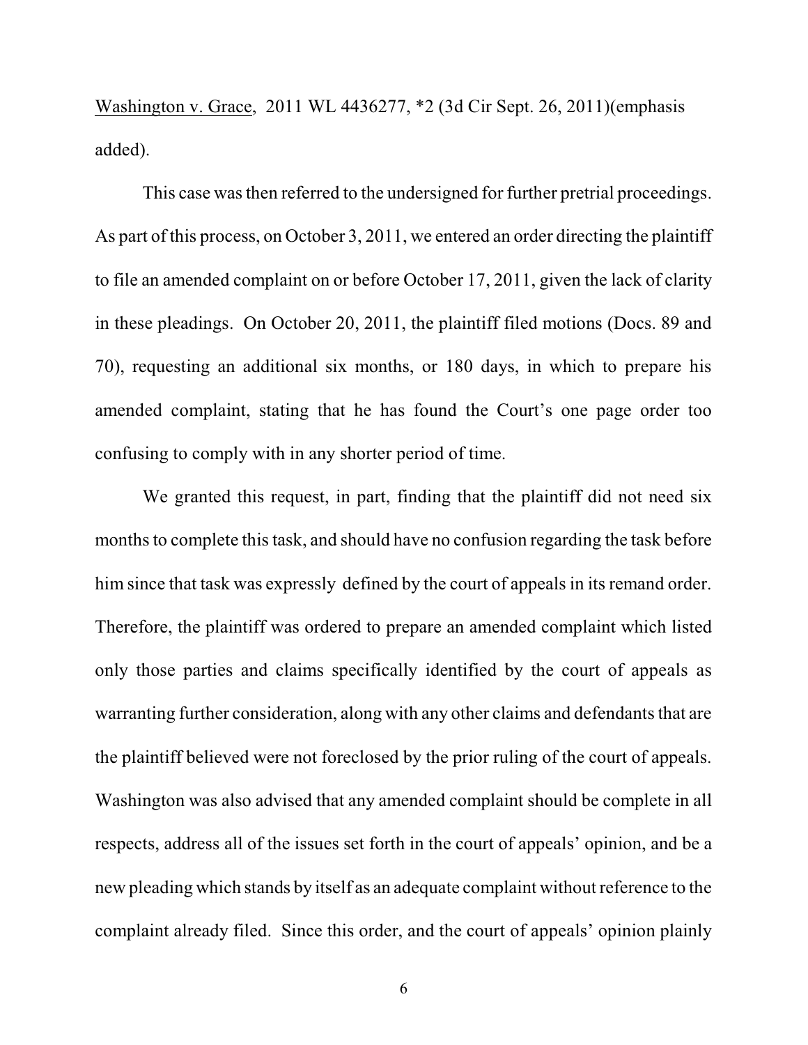Washington v. Grace, 2011 WL 4436277, *2 (3d Cir Sept. 26, 2011)(emphasis added).

This case was then referred to the undersigned for further pretrial proceedings. As part of this process, on October 3, 2011, we entered an order directing the plaintiff to file an amended complaint on or before October 17, 2011, given the lack of clarity in these pleadings. On October 20, 2011, the plaintiff filed motions (Docs. 89 and 70), requesting an additional six months, or 180 days, in which to prepare his amended complaint, stating that he has found the Court's one page order too confusing to comply with in any shorter period of time.

We granted this request, in part, finding that the plaintiff did not need six months to complete this task, and should have no confusion regarding the task before him since that task was expressly defined by the court of appeals in its remand order. Therefore, the plaintiff was ordered to prepare an amended complaint which listed only those parties and claims specifically identified by the court of appeals as warranting further consideration, along with any other claims and defendants that are the plaintiff believed were not foreclosed by the prior ruling of the court of appeals. Washington was also advised that any amended complaint should be complete in all respects, address all of the issues set forth in the court of appeals' opinion, and be a new pleading which stands by itself as an adequate complaint without reference to the complaint already filed. Since this order, and the court of appeals' opinion plainly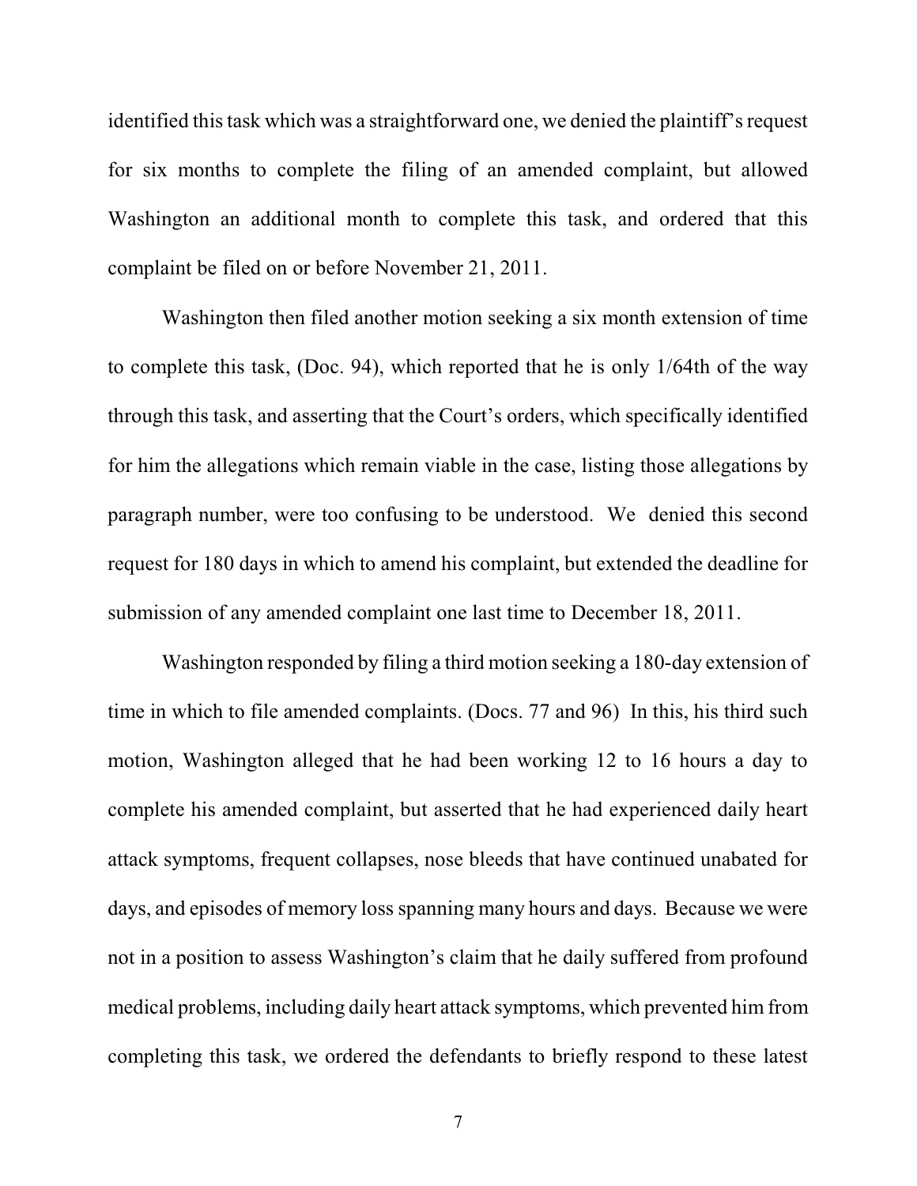identified this task which was a straightforward one, we denied the plaintiff's request for six months to complete the filing of an amended complaint, but allowed Washington an additional month to complete this task, and ordered that this complaint be filed on or before November 21, 2011.

Washington then filed another motion seeking a six month extension of time to complete this task, (Doc. 94), which reported that he is only 1/64th of the way through this task, and asserting that the Court's orders, which specifically identified for him the allegations which remain viable in the case, listing those allegations by paragraph number, were too confusing to be understood. We denied this second request for 180 days in which to amend his complaint, but extended the deadline for submission of any amended complaint one last time to December 18, 2011.

Washington responded by filing a third motion seeking a 180-day extension of time in which to file amended complaints. (Docs. 77 and 96) In this, his third such motion, Washington alleged that he had been working 12 to 16 hours a day to complete his amended complaint, but asserted that he had experienced daily heart attack symptoms, frequent collapses, nose bleeds that have continued unabated for days, and episodes of memory loss spanning many hours and days. Because we were not in a position to assess Washington's claim that he daily suffered from profound medical problems, including daily heart attack symptoms, which prevented him from completing this task, we ordered the defendants to briefly respond to these latest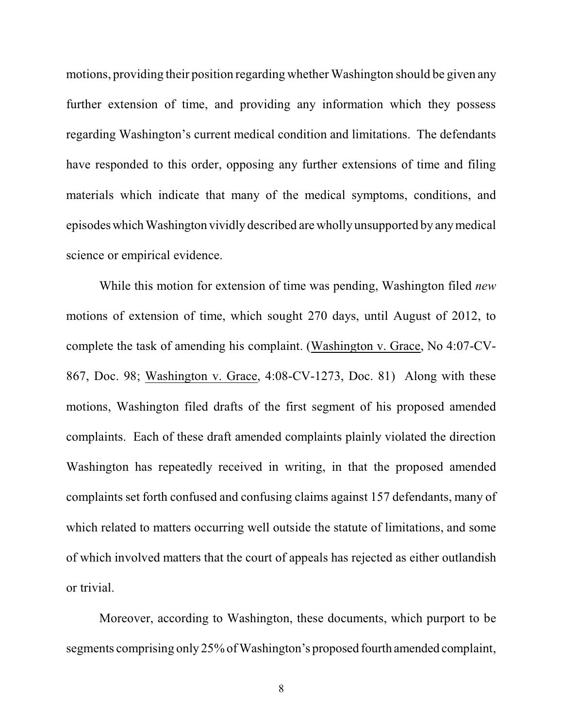motions, providing their position regarding whether Washington should be given any further extension of time, and providing any information which they possess regarding Washington's current medical condition and limitations. The defendants have responded to this order, opposing any further extensions of time and filing materials which indicate that many of the medical symptoms, conditions, and episodes which Washington vividly described are wholly unsupported by any medical science or empirical evidence.

While this motion for extension of time was pending, Washington filed *new* motions of extension of time, which sought 270 days, until August of 2012, to complete the task of amending his complaint. (Washington v. Grace, No 4:07-CV-867, Doc. 98; Washington v. Grace, 4:08-CV-1273, Doc. 81) Along with these motions, Washington filed drafts of the first segment of his proposed amended complaints. Each of these draft amended complaints plainly violated the direction Washington has repeatedly received in writing, in that the proposed amended complaints set forth confused and confusing claims against 157 defendants, many of which related to matters occurring well outside the statute of limitations, and some of which involved matters that the court of appeals has rejected as either outlandish or trivial.

Moreover, according to Washington, these documents, which purport to be segments comprising only 25% of Washington's proposed fourth amended complaint,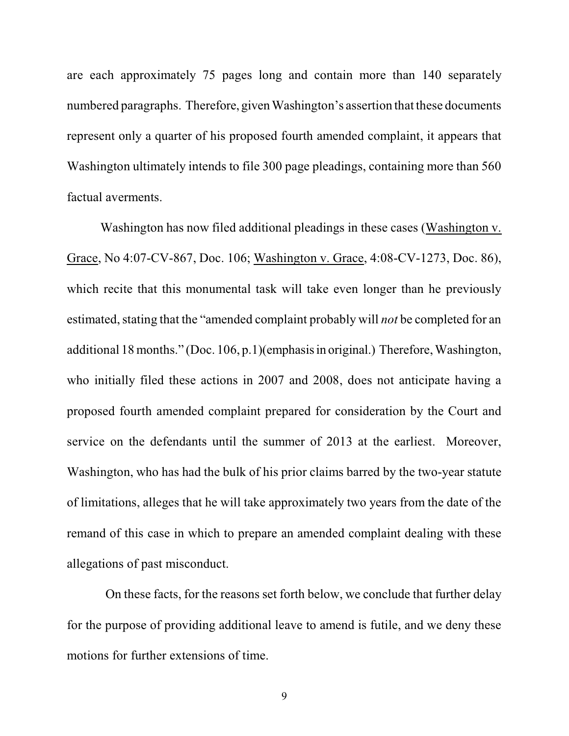are each approximately 75 pages long and contain more than 140 separately numbered paragraphs. Therefore, given Washington's assertion that these documents represent only a quarter of his proposed fourth amended complaint, it appears that Washington ultimately intends to file 300 page pleadings, containing more than 560 factual averments.

Washington has now filed additional pleadings in these cases (Washington v. Grace, No 4:07-CV-867, Doc. 106; Washington v. Grace, 4:08-CV-1273, Doc. 86), which recite that this monumental task will take even longer than he previously estimated, stating that the "amended complaint probably will *not* be completed for an additional 18 months." (Doc. 106, p.1)(emphasis in original.) Therefore, Washington, who initially filed these actions in 2007 and 2008, does not anticipate having a proposed fourth amended complaint prepared for consideration by the Court and service on the defendants until the summer of 2013 at the earliest. Moreover, Washington, who has had the bulk of his prior claims barred by the two-year statute of limitations, alleges that he will take approximately two years from the date of the remand of this case in which to prepare an amended complaint dealing with these allegations of past misconduct.

On these facts, for the reasons set forth below, we conclude that further delay for the purpose of providing additional leave to amend is futile, and we deny these motions for further extensions of time.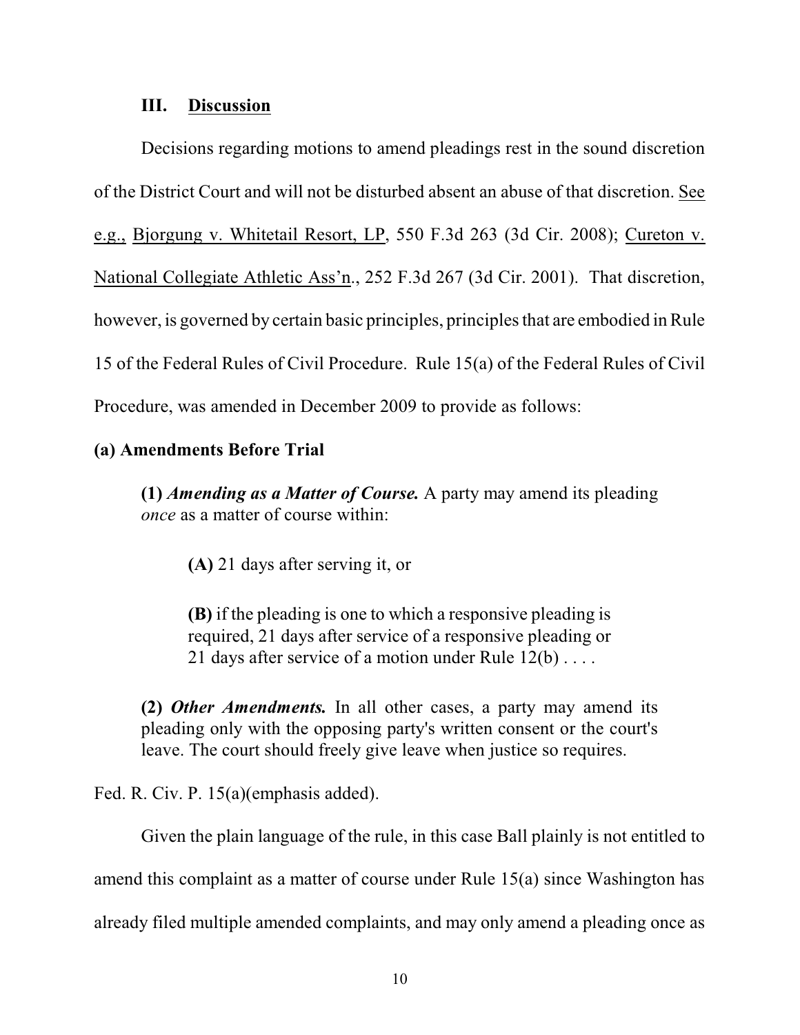### III. Discussion

Decisions regarding motions to amend pleadings rest in the sound discretion of the District Court and will not be disturbed absent an abuse of that discretion. See e.g., Bjorgung v. Whitetail Resort, LP, 550 F.3d 263 (3d Cir. 2008); Cureton v. National Collegiate Athletic Ass'n., 252 F.3d 267 (3d Cir. 2001). That discretion, however, is governed by certain basic principles, principles that are embodied in Rule 15 of the Federal Rules of Civil Procedure. Rule 15(a) of the Federal Rules of Civil Procedure, was amended in December 2009 to provide as follows:

**(a) Amendments Before Trial**

> **(1)** ***Amending as a Matter of Course.*** A party may amend its pleading *once* as a matter of course within:
>
> > **(A)** 21 days after serving it, or
> >
> > **(B)** if the pleading is one to which a responsive pleading is required, 21 days after service of a responsive pleading or 21 days after service of a motion under Rule 12(b) . . . .
>
> **(2)** ***Other Amendments.*** In all other cases, a party may amend its pleading only with the opposing party's written consent or the court's leave. The court should freely give leave when justice so requires.

Fed. R. Civ. P. 15(a)(emphasis added).

Given the plain language of the rule, in this case Ball plainly is not entitled to amend this complaint as a matter of course under Rule 15(a) since Washington has already filed multiple amended complaints, and may only amend a pleading once as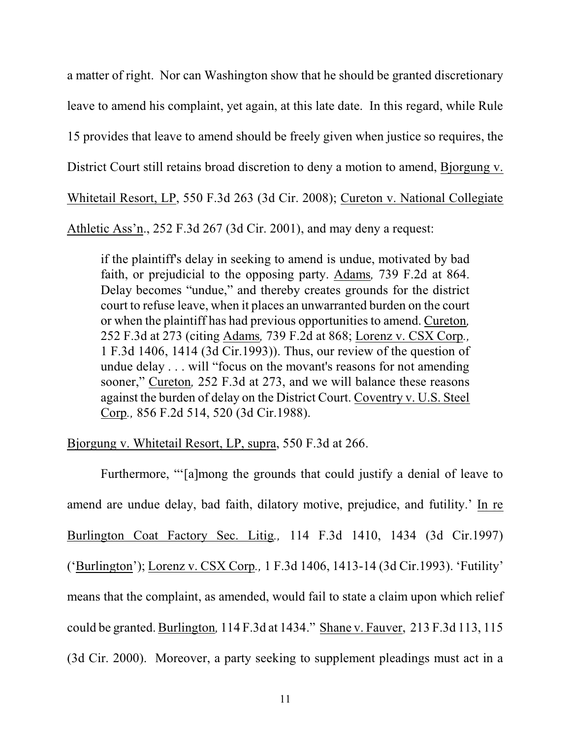a matter of right. Nor can Washington show that he should be granted discretionary leave to amend his complaint, yet again, at this late date. In this regard, while Rule 15 provides that leave to amend should be freely given when justice so requires, the District Court still retains broad discretion to deny a motion to amend, Bjorgung v. Whitetail Resort, LP, 550 F.3d 263 (3d Cir. 2008); Cureton v. National Collegiate Athletic Ass'n., 252 F.3d 267 (3d Cir. 2001), and may deny a request:

> if the plaintiff's delay in seeking to amend is undue, motivated by bad faith, or prejudicial to the opposing party. Adams, 739 F.2d at 864. Delay becomes "undue," and thereby creates grounds for the district court to refuse leave, when it places an unwarranted burden on the court or when the plaintiff has had previous opportunities to amend. Cureton, 252 F.3d at 273 (citing Adams, 739 F.2d at 868; Lorenz v. CSX Corp., 1 F.3d 1406, 1414 (3d Cir.1993)). Thus, our review of the question of undue delay . . . will "focus on the movant's reasons for not amending sooner," Cureton, 252 F.3d at 273, and we will balance these reasons against the burden of delay on the District Court. Coventry v. U.S. Steel Corp., 856 F.2d 514, 520 (3d Cir.1988).

Bjorgung v. Whitetail Resort, LP, supra, 550 F.3d at 266.

Furthermore, "'[a]mong the grounds that could justify a denial of leave to amend are undue delay, bad faith, dilatory motive, prejudice, and futility.' In re Burlington Coat Factory Sec. Litig., 114 F.3d 1410, 1434 (3d Cir.1997) ('Burlington'); Lorenz v. CSX Corp., 1 F.3d 1406, 1413-14 (3d Cir.1993). 'Futility' means that the complaint, as amended, would fail to state a claim upon which relief could be granted. Burlington, 114 F.3d at 1434." Shane v. Fauver, 213 F.3d 113, 115 (3d Cir. 2000). Moreover, a party seeking to supplement pleadings must act in a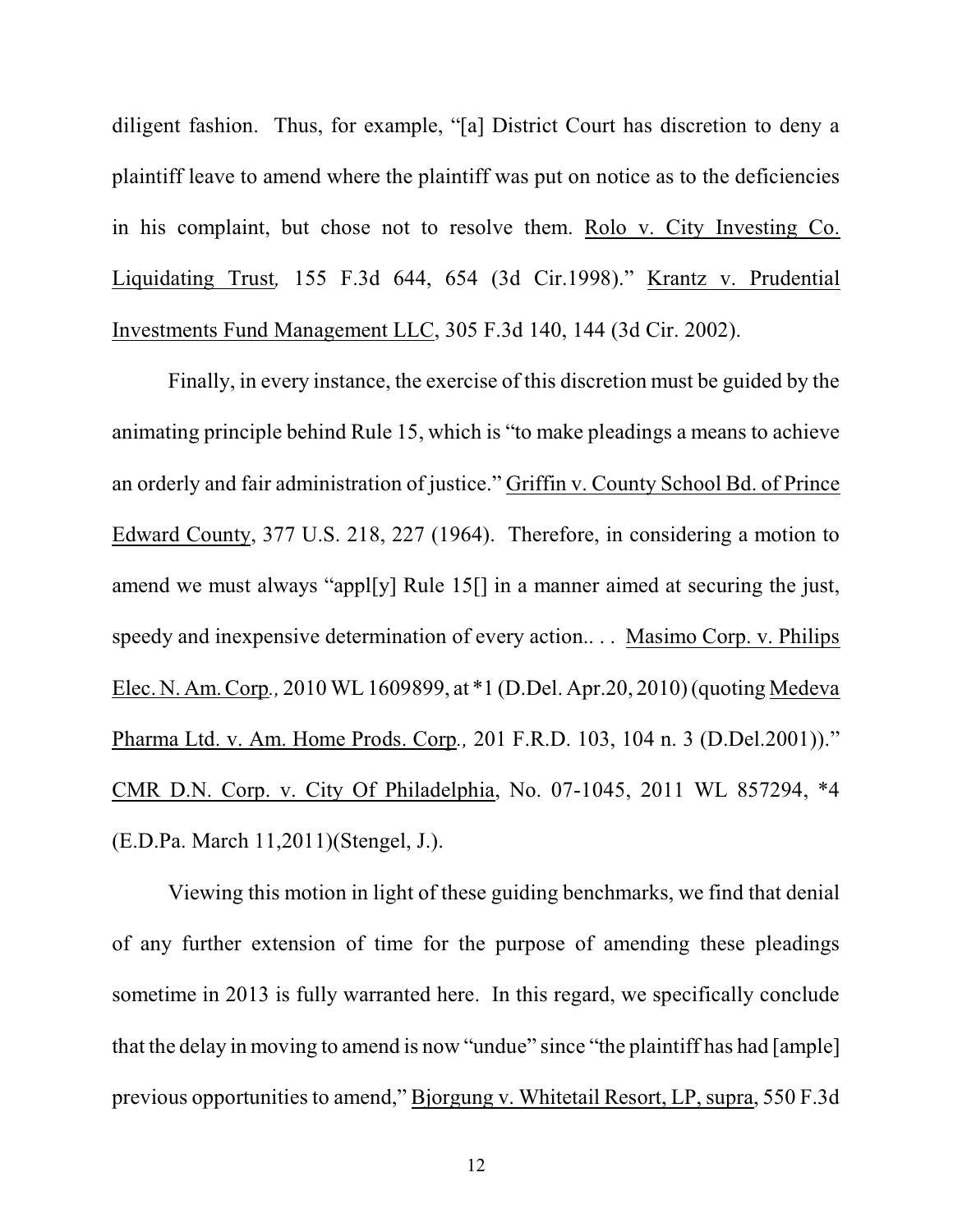diligent fashion. Thus, for example, "[a] District Court has discretion to deny a plaintiff leave to amend where the plaintiff was put on notice as to the deficiencies in his complaint, but chose not to resolve them. Rolo v. City Investing Co. Liquidating Trust, 155 F.3d 644, 654 (3d Cir.1998)." Krantz v. Prudential Investments Fund Management LLC, 305 F.3d 140, 144 (3d Cir. 2002).

Finally, in every instance, the exercise of this discretion must be guided by the animating principle behind Rule 15, which is "to make pleadings a means to achieve an orderly and fair administration of justice." Griffin v. County School Bd. of Prince Edward County, 377 U.S. 218, 227 (1964). Therefore, in considering a motion to amend we must always "appl[y] Rule 15[] in a manner aimed at securing the just, speedy and inexpensive determination of every action.. . . Masimo Corp. v. Philips Elec. N. Am. Corp., 2010 WL 1609899, at *1 (D.Del. Apr.20, 2010) (quoting Medeva Pharma Ltd. v. Am. Home Prods. Corp., 201 F.R.D. 103, 104 n. 3 (D.Del.2001))." CMR D.N. Corp. v. City Of Philadelphia, No. 07-1045, 2011 WL 857294, *4 (E.D.Pa. March 11,2011)(Stengel, J.).

Viewing this motion in light of these guiding benchmarks, we find that denial of any further extension of time for the purpose of amending these pleadings sometime in 2013 is fully warranted here. In this regard, we specifically conclude that the delay in moving to amend is now "undue" since "the plaintiff has had [ample] previous opportunities to amend," Bjorgung v. Whitetail Resort, LP, supra, 550 F.3d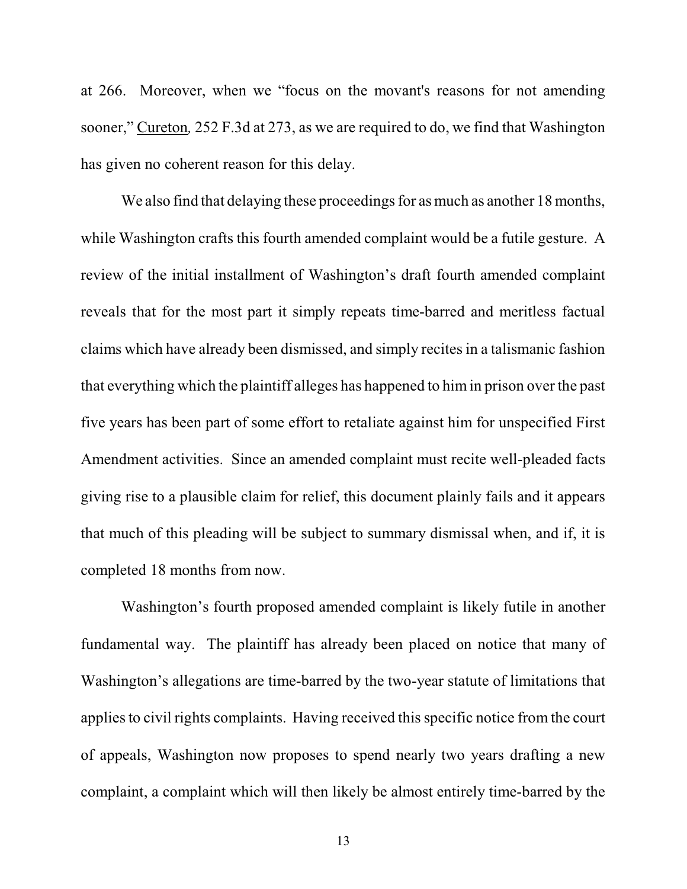at 266. Moreover, when we "focus on the movant's reasons for not amending sooner," Cureton, 252 F.3d at 273, as we are required to do, we find that Washington has given no coherent reason for this delay.

We also find that delaying these proceedings for as much as another 18 months, while Washington crafts this fourth amended complaint would be a futile gesture. A review of the initial installment of Washington's draft fourth amended complaint reveals that for the most part it simply repeats time-barred and meritless factual claims which have already been dismissed, and simply recites in a talismanic fashion that everything which the plaintiff alleges has happened to him in prison over the past five years has been part of some effort to retaliate against him for unspecified First Amendment activities. Since an amended complaint must recite well-pleaded facts giving rise to a plausible claim for relief, this document plainly fails and it appears that much of this pleading will be subject to summary dismissal when, and if, it is completed 18 months from now.

Washington's fourth proposed amended complaint is likely futile in another fundamental way. The plaintiff has already been placed on notice that many of Washington's allegations are time-barred by the two-year statute of limitations that applies to civil rights complaints. Having received this specific notice from the court of appeals, Washington now proposes to spend nearly two years drafting a new complaint, a complaint which will then likely be almost entirely time-barred by the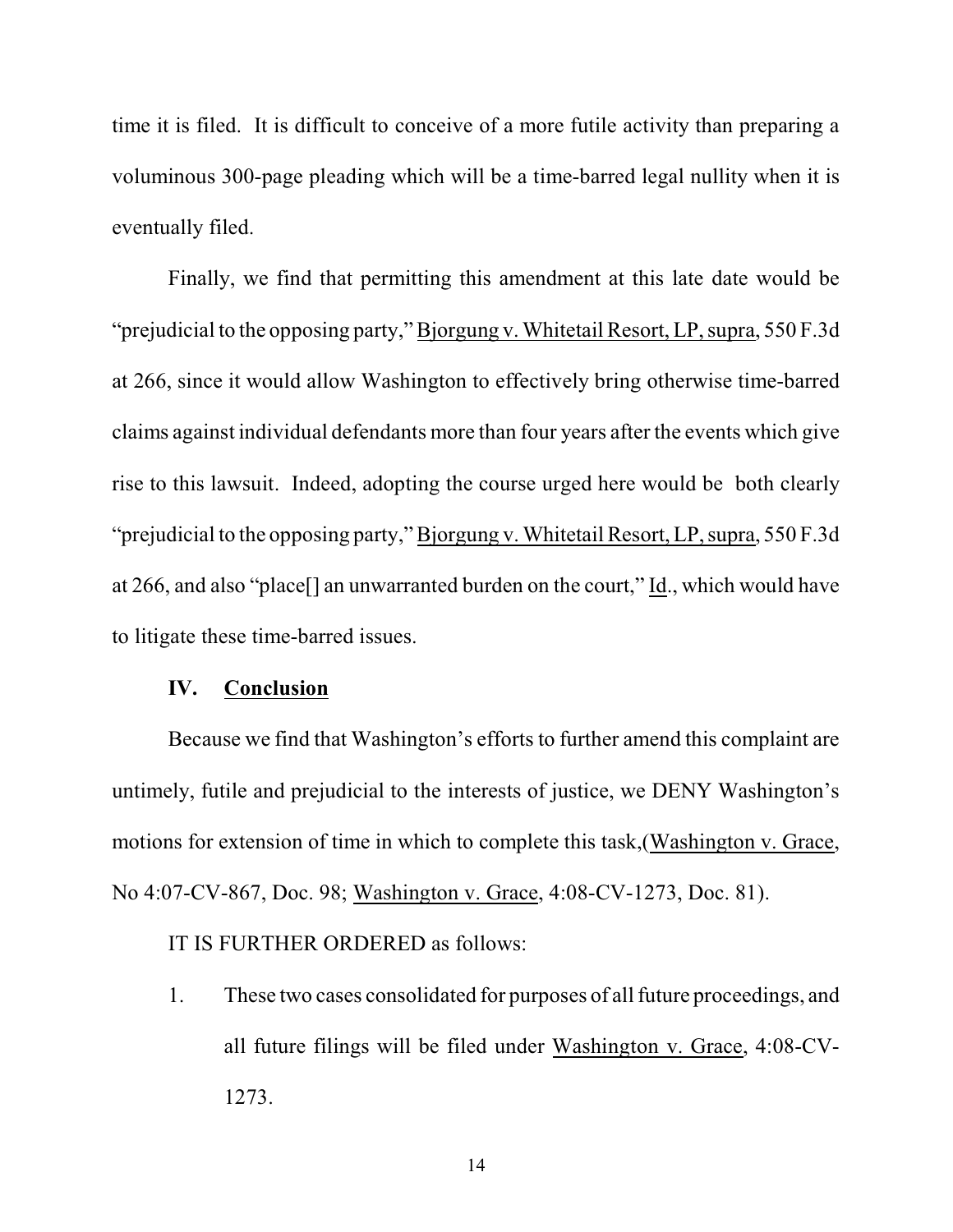time it is filed. It is difficult to conceive of a more futile activity than preparing a voluminous 300-page pleading which will be a time-barred legal nullity when it is eventually filed.

Finally, we find that permitting this amendment at this late date would be "prejudicial to the opposing party," Bjorgung v. Whitetail Resort, LP, supra, 550 F.3d at 266, since it would allow Washington to effectively bring otherwise time-barred claims against individual defendants more than four years after the events which give rise to this lawsuit. Indeed, adopting the course urged here would be both clearly "prejudicial to the opposing party," Bjorgung v. Whitetail Resort, LP, supra, 550 F.3d at 266, and also "place[] an unwarranted burden on the court," Id., which would have to litigate these time-barred issues.

## IV. Conclusion

Because we find that Washington's efforts to further amend this complaint are untimely, futile and prejudicial to the interests of justice, we DENY Washington's motions for extension of time in which to complete this task,(Washington v. Grace, No 4:07-CV-867, Doc. 98; Washington v. Grace, 4:08-CV-1273, Doc. 81).

IT IS FURTHER ORDERED as follows:

1. These two cases consolidated for purposes of all future proceedings, and all future filings will be filed under Washington v. Grace, 4:08-CV-1273.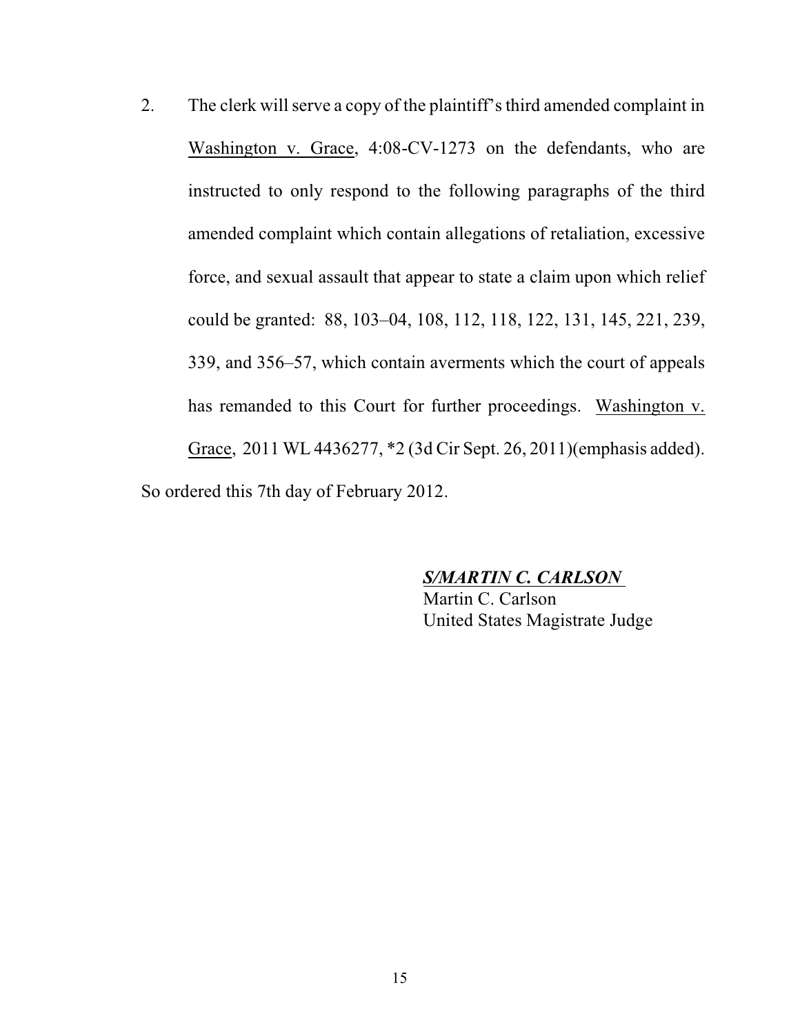2. The clerk will serve a copy of the plaintiff's third amended complaint in Washington v. Grace, 4:08-CV-1273 on the defendants, who are instructed to only respond to the following paragraphs of the third amended complaint which contain allegations of retaliation, excessive force, and sexual assault that appear to state a claim upon which relief could be granted: 88, 103–04, 108, 112, 118, 122, 131, 145, 221, 239, 339, and 356–57, which contain averments which the court of appeals has remanded to this Court for further proceedings. Washington v. Grace, 2011 WL 4436277, *2 (3d Cir Sept. 26, 2011)(emphasis added).

So ordered this 7th day of February 2012.

***S/MARTIN C. CARLSON***
Martin C. Carlson
United States Magistrate Judge